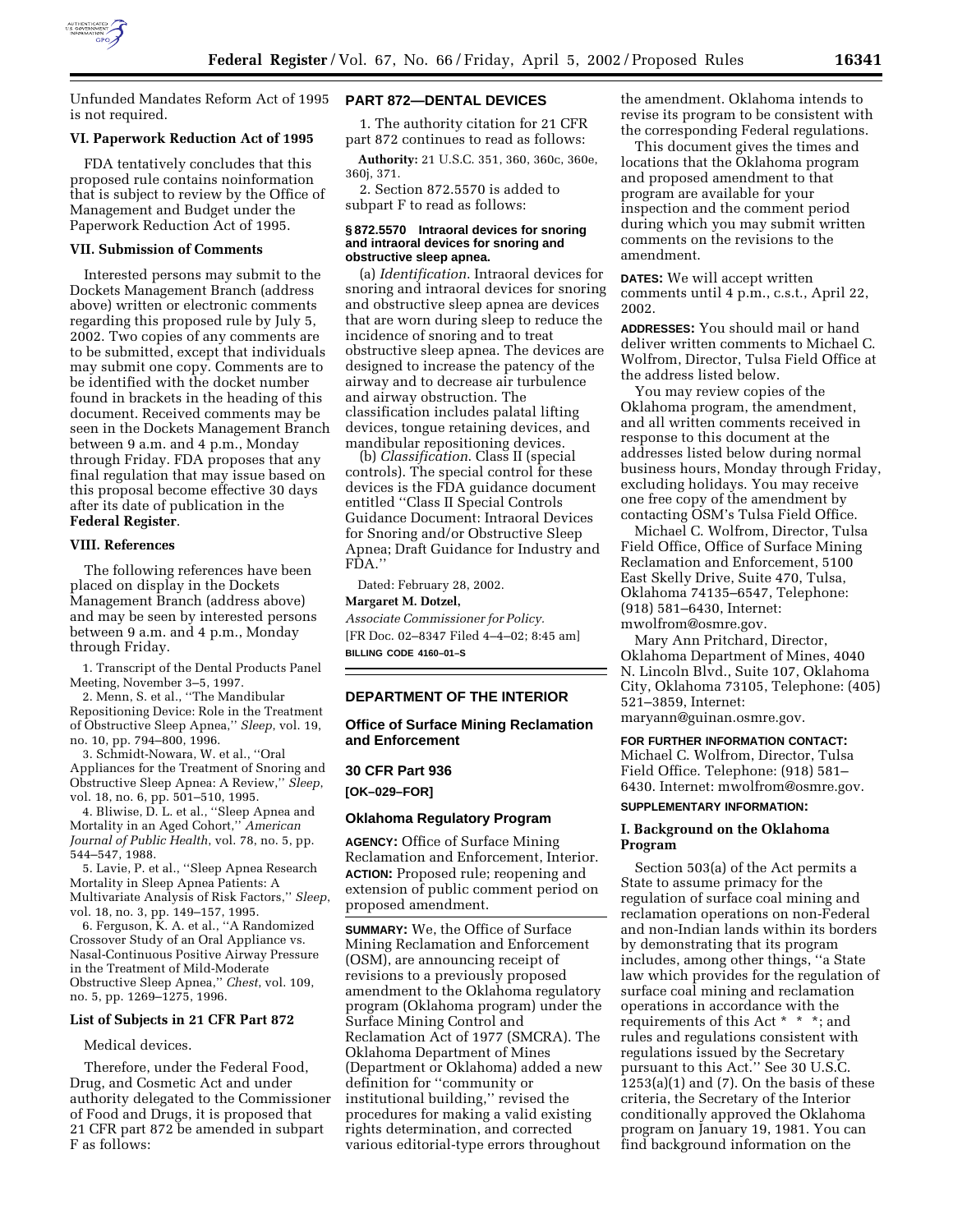Unfunded Mandates Reform Act of 1995 is not required.

### VI. Paperwork Reduction Act of 1995

FDA tentatively concludes that this proposed rule contains noinformation that is subject to review by the Office of Management and Budget under the Paperwork Reduction Act of 1995.

### VII. Submission of Comments

Interested persons may submit to the Dockets Management Branch (address above) written or electronic comments regarding this proposed rule by July 5, 2002. Two copies of any comments are to be submitted, except that individuals may submit one copy. Comments are to be identified with the docket number found in brackets in the heading of this document. Received comments may be seen in the Dockets Management Branch between 9 a.m. and 4 p.m., Monday through Friday. FDA proposes that any final regulation that may issue based on this proposal become effective 30 days after its date of publication in the **Federal Register**.

### VIII. References

The following references have been placed on display in the Dockets Management Branch (address above) and may be seen by interested persons between 9 a.m. and 4 p.m., Monday through Friday.

1. Transcript of the Dental Products Panel Meeting, November 3–5, 1997.
2. Menn, S. et al., ''The Mandibular Repositioning Device: Role in the Treatment of Obstructive Sleep Apnea,'' *Sleep*, vol. 19, no. 10, pp. 794–800, 1996.
3. Schmidt-Nowara, W. et al., ''Oral Appliances for the Treatment of Snoring and Obstructive Sleep Apnea: A Review,'' *Sleep*, vol. 18, no. 6, pp. 501–510, 1995.
4. Bliwise, D. L. et al., ''Sleep Apnea and Mortality in an Aged Cohort,'' *American Journal of Public Health*, vol. 78, no. 5, pp. 544–547, 1988.
5. Lavie, P. et al., ''Sleep Apnea Research Mortality in Sleep Apnea Patients: A Multivariate Analysis of Risk Factors,'' *Sleep*, vol. 18, no. 3, pp. 149–157, 1995.
6. Ferguson, K. A. et al., ''A Randomized Crossover Study of an Oral Appliance vs. Nasal-Continuous Positive Airway Pressure in the Treatment of Mild-Moderate Obstructive Sleep Apnea,'' *Chest*, vol. 109, no. 5, pp. 1269–1275, 1996.

### List of Subjects in 21 CFR Part 872

Medical devices.

Therefore, under the Federal Food, Drug, and Cosmetic Act and under authority delegated to the Commissioner of Food and Drugs, it is proposed that 21 CFR part 872 be amended in subpart F as follows:

## PART 872—DENTAL DEVICES

1. The authority citation for 21 CFR part 872 continues to read as follows:

**Authority:** 21 U.S.C. 351, 360, 360c, 360e, 360j, 371.

2. Section 872.5570 is added to subpart F to read as follows:

#### § 872.5570 Intraoral devices for snoring and intraoral devices for snoring and obstructive sleep apnea.

(a) *Identification*. Intraoral devices for snoring and intraoral devices for snoring and obstructive sleep apnea are devices that are worn during sleep to reduce the incidence of snoring and to treat obstructive sleep apnea. The devices are designed to increase the patency of the airway and to decrease air turbulence and airway obstruction. The classification includes palatal lifting devices, tongue retaining devices, and mandibular repositioning devices.

(b) *Classification*. Class II (special controls). The special control for these devices is the FDA guidance document entitled ''Class II Special Controls Guidance Document: Intraoral Devices for Snoring and/or Obstructive Sleep Apnea; Draft Guidance for Industry and FDA.''

Dated: February 28, 2002.

**Margaret M. Dotzel,**

*Associate Commissioner for Policy.*

[FR Doc. 02–8347 Filed 4–4–02; 8:45 am]

**BILLING CODE 4160–01–S**

---

## DEPARTMENT OF THE INTERIOR

### Office of Surface Mining Reclamation and Enforcement

### 30 CFR Part 936

**[OK–029–FOR]**

### Oklahoma Regulatory Program

**AGENCY:** Office of Surface Mining Reclamation and Enforcement, Interior.

**ACTION:** Proposed rule; reopening and extension of public comment period on proposed amendment.

**SUMMARY:** We, the Office of Surface Mining Reclamation and Enforcement (OSM), are announcing receipt of revisions to a previously proposed amendment to the Oklahoma regulatory program (Oklahoma program) under the Surface Mining Control and Reclamation Act of 1977 (SMCRA). The Oklahoma Department of Mines (Department or Oklahoma) added a new definition for ''community or institutional building,'' revised the procedures for making a valid existing rights determination, and corrected various editorial-type errors throughout the amendment. Oklahoma intends to revise its program to be consistent with the corresponding Federal regulations.

This document gives the times and locations that the Oklahoma program and proposed amendment to that program are available for your inspection and the comment period during which you may submit written comments on the revisions to the amendment.

**DATES:** We will accept written comments until 4 p.m., c.s.t., April 22, 2002.

**ADDRESSES:** You should mail or hand deliver written comments to Michael C. Wolfrom, Director, Tulsa Field Office at the address listed below.

You may review copies of the Oklahoma program, the amendment, and all written comments received in response to this document at the addresses listed below during normal business hours, Monday through Friday, excluding holidays. You may receive one free copy of the amendment by contacting OSM's Tulsa Field Office.

Michael C. Wolfrom, Director, Tulsa Field Office, Office of Surface Mining Reclamation and Enforcement, 5100 East Skelly Drive, Suite 470, Tulsa, Oklahoma 74135–6547, Telephone: (918) 581–6430, Internet: mwolfrom@osmre.gov.

Mary Ann Pritchard, Director, Oklahoma Department of Mines, 4040 N. Lincoln Blvd., Suite 107, Oklahoma City, Oklahoma 73105, Telephone: (405) 521–3859, Internet: maryann@guinan.osmre.gov.

**FOR FURTHER INFORMATION CONTACT:** Michael C. Wolfrom, Director, Tulsa Field Office. Telephone: (918) 581–6430. Internet: mwolfrom@osmre.gov.

**SUPPLEMENTARY INFORMATION:**

### I. Background on the Oklahoma Program

Section 503(a) of the Act permits a State to assume primacy for the regulation of surface coal mining and reclamation operations on non-Federal and non-Indian lands within its borders by demonstrating that its program includes, among other things, ''a State law which provides for the regulation of surface coal mining and reclamation operations in accordance with the requirements of this Act * * *; and rules and regulations consistent with regulations issued by the Secretary pursuant to this Act.'' See 30 U.S.C. 1253(a)(1) and (7). On the basis of these criteria, the Secretary of the Interior conditionally approved the Oklahoma program on January 19, 1981. You can find background information on the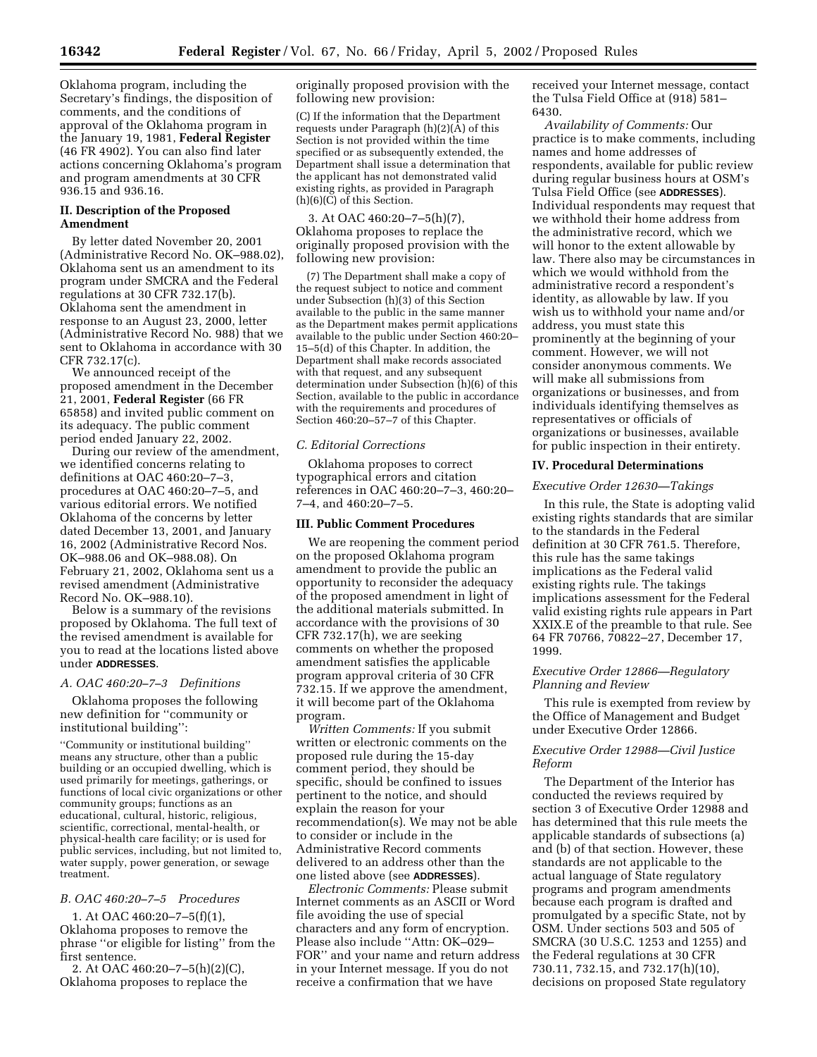Oklahoma program, including the Secretary's findings, the disposition of comments, and the conditions of approval of the Oklahoma program in the January 19, 1981, **Federal Register** (46 FR 4902). You can also find later actions concerning Oklahoma's program and program amendments at 30 CFR 936.15 and 936.16.

### II. Description of the Proposed Amendment

By letter dated November 20, 2001 (Administrative Record No. OK–988.02), Oklahoma sent us an amendment to its program under SMCRA and the Federal regulations at 30 CFR 732.17(b). Oklahoma sent the amendment in response to an August 23, 2000, letter (Administrative Record No. 988) that we sent to Oklahoma in accordance with 30 CFR 732.17(c).

We announced receipt of the proposed amendment in the December 21, 2001, **Federal Register** (66 FR 65858) and invited public comment on its adequacy. The public comment period ended January 22, 2002.

During our review of the amendment, we identified concerns relating to definitions at OAC 460:20–7–3, procedures at OAC 460:20–7–5, and various editorial errors. We notified Oklahoma of the concerns by letter dated December 13, 2001, and January 16, 2002 (Administrative Record Nos. OK–988.06 and OK–988.08). On February 21, 2002, Oklahoma sent us a revised amendment (Administrative Record No. OK–988.10).

Below is a summary of the revisions proposed by Oklahoma. The full text of the revised amendment is available for you to read at the locations listed above under **ADDRESSES**.

#### *A. OAC 460:20–7–3 Definitions*

Oklahoma proposes the following new definition for ''community or institutional building'':

''Community or institutional building'' means any structure, other than a public building or an occupied dwelling, which is used primarily for meetings, gatherings, or functions of local civic organizations or other community groups; functions as an educational, cultural, historic, religious, scientific, correctional, mental-health, or physical-health care facility; or is used for public services, including, but not limited to, water supply, power generation, or sewage treatment.

#### *B. OAC 460:20–7–5 Procedures*

1. At OAC 460:20–7–5(f)(1), Oklahoma proposes to remove the phrase ''or eligible for listing'' from the first sentence.

2. At OAC 460:20–7–5(h)(2)(C), Oklahoma proposes to replace the originally proposed provision with the following new provision:

(C) If the information that the Department requests under Paragraph (h)(2)(A) of this Section is not provided within the time specified or as subsequently extended, the Department shall issue a determination that the applicant has not demonstrated valid existing rights, as provided in Paragraph (h)(6)(C) of this Section.

3. At OAC 460:20–7–5(h)(7), Oklahoma proposes to replace the originally proposed provision with the following new provision:

(7) The Department shall make a copy of the request subject to notice and comment under Subsection (h)(3) of this Section available to the public in the same manner as the Department makes permit applications available to the public under Section 460:20–15–5(d) of this Chapter. In addition, the Department shall make records associated with that request, and any subsequent determination under Subsection (h)(6) of this Section, available to the public in accordance with the requirements and procedures of Section 460:20–57–7 of this Chapter.

#### *C. Editorial Corrections*

Oklahoma proposes to correct typographical errors and citation references in OAC 460:20–7–3, 460:20–7–4, and 460:20–7–5.

### III. Public Comment Procedures

We are reopening the comment period on the proposed Oklahoma program amendment to provide the public an opportunity to reconsider the adequacy of the proposed amendment in light of the additional materials submitted. In accordance with the provisions of 30 CFR 732.17(h), we are seeking comments on whether the proposed amendment satisfies the applicable program approval criteria of 30 CFR 732.15. If we approve the amendment, it will become part of the Oklahoma program.

*Written Comments:* If you submit written or electronic comments on the proposed rule during the 15-day comment period, they should be specific, should be confined to issues pertinent to the notice, and should explain the reason for your recommendation(s). We may not be able to consider or include in the Administrative Record comments delivered to an address other than the one listed above (see **ADDRESSES**).

*Electronic Comments:* Please submit Internet comments as an ASCII or Word file avoiding the use of special characters and any form of encryption. Please also include ''Attn: OK–029–FOR'' and your name and return address in your Internet message. If you do not receive a confirmation that we have received your Internet message, contact the Tulsa Field Office at (918) 581–6430.

*Availability of Comments:* Our practice is to make comments, including names and home addresses of respondents, available for public review during regular business hours at OSM's Tulsa Field Office (see **ADDRESSES**). Individual respondents may request that we withhold their home address from the administrative record, which we will honor to the extent allowable by law. There also may be circumstances in which we would withhold from the administrative record a respondent's identity, as allowable by law. If you wish us to withhold your name and/or address, you must state this prominently at the beginning of your comment. However, we will not consider anonymous comments. We will make all submissions from organizations or businesses, and from individuals identifying themselves as representatives or officials of organizations or businesses, available for public inspection in their entirety.

### IV. Procedural Determinations

#### *Executive Order 12630—Takings*

In this rule, the State is adopting valid existing rights standards that are similar to the standards in the Federal definition at 30 CFR 761.5. Therefore, this rule has the same takings implications as the Federal valid existing rights rule. The takings implications assessment for the Federal valid existing rights rule appears in Part XXIX.E of the preamble to that rule. See 64 FR 70766, 70822–27, December 17, 1999.

#### *Executive Order 12866—Regulatory Planning and Review*

This rule is exempted from review by the Office of Management and Budget under Executive Order 12866.

#### *Executive Order 12988—Civil Justice Reform*

The Department of the Interior has conducted the reviews required by section 3 of Executive Order 12988 and has determined that this rule meets the applicable standards of subsections (a) and (b) of that section. However, these standards are not applicable to the actual language of State regulatory programs and program amendments because each program is drafted and promulgated by a specific State, not by OSM. Under sections 503 and 505 of SMCRA (30 U.S.C. 1253 and 1255) and the Federal regulations at 30 CFR 730.11, 732.15, and 732.17(h)(10), decisions on proposed State regulatory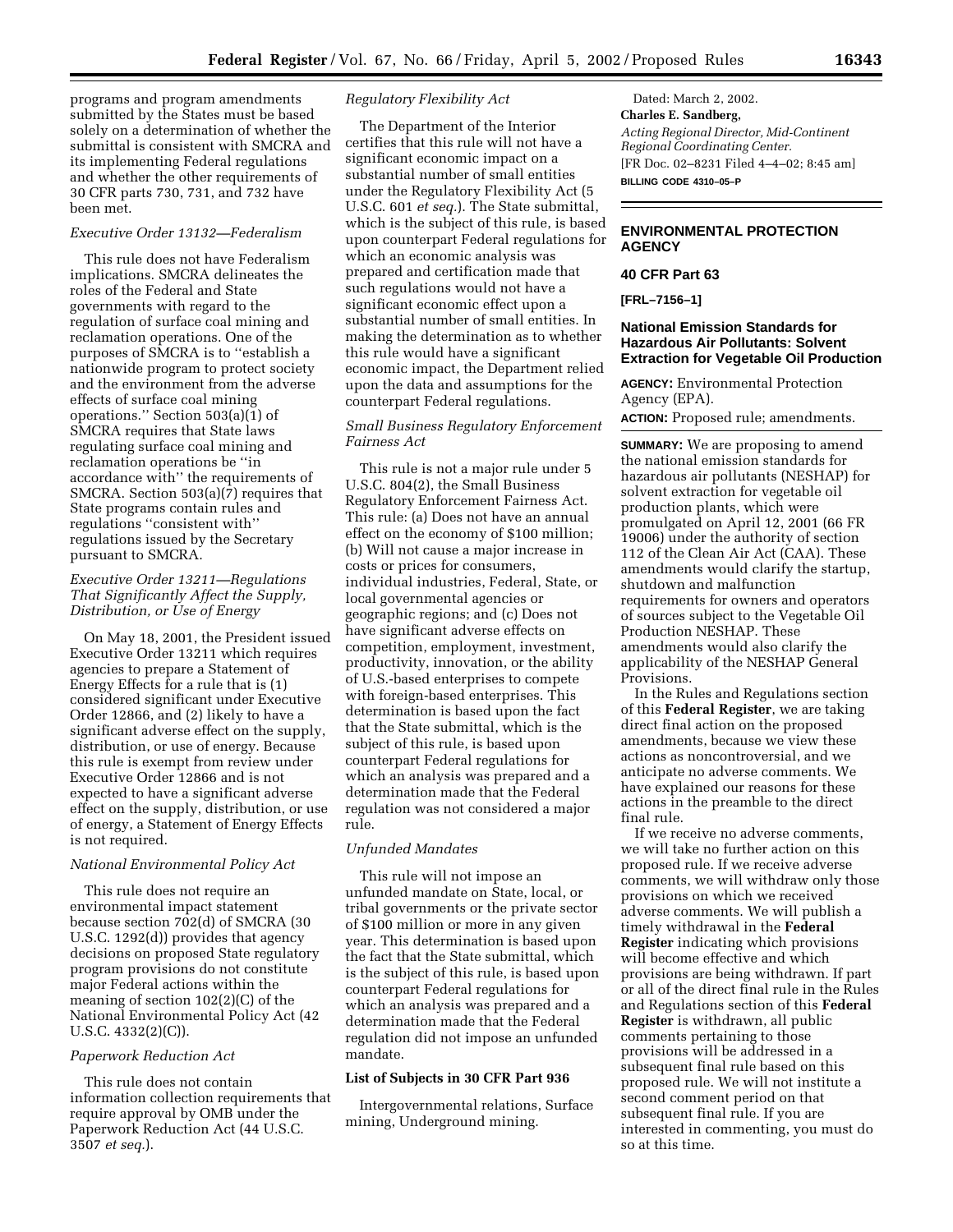programs and program amendments submitted by the States must be based solely on a determination of whether the submittal is consistent with SMCRA and its implementing Federal regulations and whether the other requirements of 30 CFR parts 730, 731, and 732 have been met.

*Executive Order 13132—Federalism*

This rule does not have Federalism implications. SMCRA delineates the roles of the Federal and State governments with regard to the regulation of surface coal mining and reclamation operations. One of the purposes of SMCRA is to ''establish a nationwide program to protect society and the environment from the adverse effects of surface coal mining operations.'' Section 503(a)(1) of SMCRA requires that State laws regulating surface coal mining and reclamation operations be ''in accordance with'' the requirements of SMCRA. Section 503(a)(7) requires that State programs contain rules and regulations ''consistent with'' regulations issued by the Secretary pursuant to SMCRA.

*Executive Order 13211—Regulations That Significantly Affect the Supply, Distribution, or Use of Energy*

On May 18, 2001, the President issued Executive Order 13211 which requires agencies to prepare a Statement of Energy Effects for a rule that is (1) considered significant under Executive Order 12866, and (2) likely to have a significant adverse effect on the supply, distribution, or use of energy. Because this rule is exempt from review under Executive Order 12866 and is not expected to have a significant adverse effect on the supply, distribution, or use of energy, a Statement of Energy Effects is not required.

*National Environmental Policy Act*

This rule does not require an environmental impact statement because section 702(d) of SMCRA (30 U.S.C. 1292(d)) provides that agency decisions on proposed State regulatory program provisions do not constitute major Federal actions within the meaning of section 102(2)(C) of the National Environmental Policy Act (42 U.S.C. 4332(2)(C)).

*Paperwork Reduction Act*

This rule does not contain information collection requirements that require approval by OMB under the Paperwork Reduction Act (44 U.S.C. 3507 *et seq.*).

*Regulatory Flexibility Act*

The Department of the Interior certifies that this rule will not have a significant economic impact on a substantial number of small entities under the Regulatory Flexibility Act (5 U.S.C. 601 *et seq.*). The State submittal, which is the subject of this rule, is based upon counterpart Federal regulations for which an economic analysis was prepared and certification made that such regulations would not have a significant economic effect upon a substantial number of small entities. In making the determination as to whether this rule would have a significant economic impact, the Department relied upon the data and assumptions for the counterpart Federal regulations.

*Small Business Regulatory Enforcement Fairness Act*

This rule is not a major rule under 5 U.S.C. 804(2), the Small Business Regulatory Enforcement Fairness Act. This rule: (a) Does not have an annual effect on the economy of $100 million; (b) Will not cause a major increase in costs or prices for consumers, individual industries, Federal, State, or local governmental agencies or geographic regions; and (c) Does not have significant adverse effects on competition, employment, investment, productivity, innovation, or the ability of U.S.-based enterprises to compete with foreign-based enterprises. This determination is based upon the fact that the State submittal, which is the subject of this rule, is based upon counterpart Federal regulations for which an analysis was prepared and a determination made that the Federal regulation was not considered a major rule.

*Unfunded Mandates*

This rule will not impose an unfunded mandate on State, local, or tribal governments or the private sector of $100 million or more in any given year. This determination is based upon the fact that the State submittal, which is the subject of this rule, is based upon counterpart Federal regulations for which an analysis was prepared and a determination made that the Federal regulation did not impose an unfunded mandate.

**List of Subjects in 30 CFR Part 936**

Intergovernmental relations, Surface mining, Underground mining.

Dated: March 2, 2002.

**Charles E. Sandberg,**

*Acting Regional Director, Mid-Continent Regional Coordinating Center.*

[FR Doc. 02–8231 Filed 4–4–02; 8:45 am]

**BILLING CODE 4310–05–P**

---

## ENVIRONMENTAL PROTECTION AGENCY

### 40 CFR Part 63

**[FRL–7156–1]**

### National Emission Standards for Hazardous Air Pollutants: Solvent Extraction for Vegetable Oil Production

**AGENCY:** Environmental Protection Agency (EPA).

**ACTION:** Proposed rule; amendments.

---

**SUMMARY:** We are proposing to amend the national emission standards for hazardous air pollutants (NESHAP) for solvent extraction for vegetable oil production plants, which were promulgated on April 12, 2001 (66 FR 19006) under the authority of section 112 of the Clean Air Act (CAA). These amendments would clarify the startup, shutdown and malfunction requirements for owners and operators of sources subject to the Vegetable Oil Production NESHAP. These amendments would also clarify the applicability of the NESHAP General Provisions.

In the Rules and Regulations section of this **Federal Register**, we are taking direct final action on the proposed amendments, because we view these actions as noncontroversial, and we anticipate no adverse comments. We have explained our reasons for these actions in the preamble to the direct final rule.

If we receive no adverse comments, we will take no further action on this proposed rule. If we receive adverse comments, we will withdraw only those provisions on which we received adverse comments. We will publish a timely withdrawal in the **Federal Register** indicating which provisions will become effective and which provisions are being withdrawn. If part or all of the direct final rule in the Rules and Regulations section of this **Federal Register** is withdrawn, all public comments pertaining to those provisions will be addressed in a subsequent final rule based on this proposed rule. We will not institute a second comment period on that subsequent final rule. If you are interested in commenting, you must do so at this time.